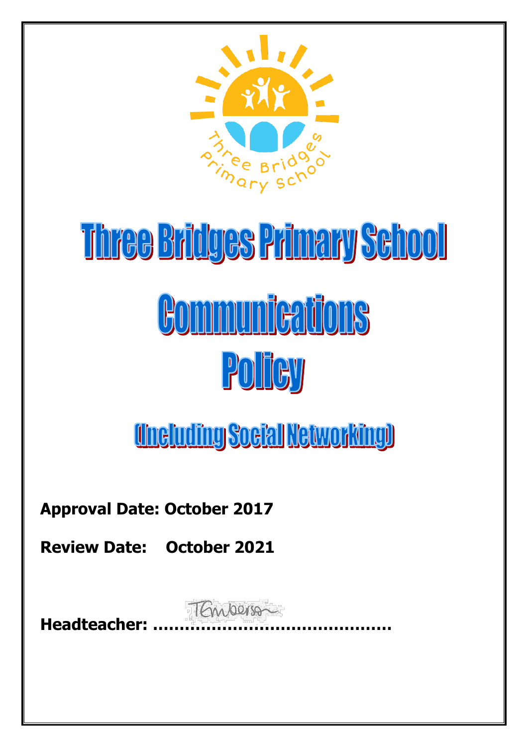# Three Bridges Primary School

# Communications Policy

## (Including Social Networking)

**Approval Date: October 2017**

**Review Date: October 2021**

**Headteacher: ..........................................**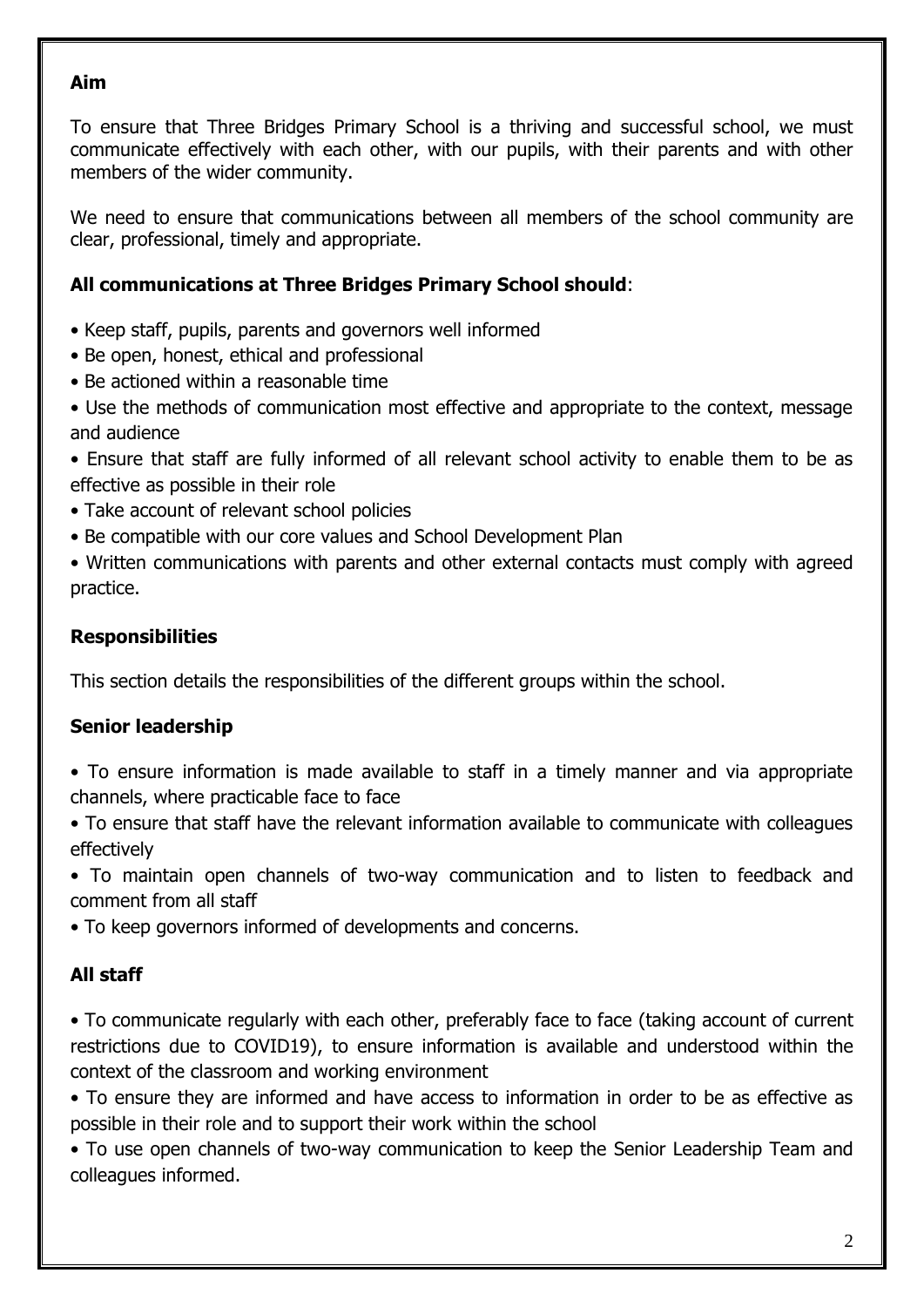**Aim**

To ensure that Three Bridges Primary School is a thriving and successful school, we must communicate effectively with each other, with our pupils, with their parents and with other members of the wider community.

We need to ensure that communications between all members of the school community are clear, professional, timely and appropriate.

**All communications at Three Bridges Primary School should**:

- Keep staff, pupils, parents and governors well informed
- Be open, honest, ethical and professional
- Be actioned within a reasonable time
- Use the methods of communication most effective and appropriate to the context, message and audience
- Ensure that staff are fully informed of all relevant school activity to enable them to be as effective as possible in their role
- Take account of relevant school policies
- Be compatible with our core values and School Development Plan
- Written communications with parents and other external contacts must comply with agreed practice.

**Responsibilities**

This section details the responsibilities of the different groups within the school.

**Senior leadership**

- To ensure information is made available to staff in a timely manner and via appropriate channels, where practicable face to face
- To ensure that staff have the relevant information available to communicate with colleagues effectively
- To maintain open channels of two-way communication and to listen to feedback and comment from all staff
- To keep governors informed of developments and concerns.

**All staff**

- To communicate regularly with each other, preferably face to face (taking account of current restrictions due to COVID19), to ensure information is available and understood within the context of the classroom and working environment
- To ensure they are informed and have access to information in order to be as effective as possible in their role and to support their work within the school
- To use open channels of two-way communication to keep the Senior Leadership Team and colleagues informed.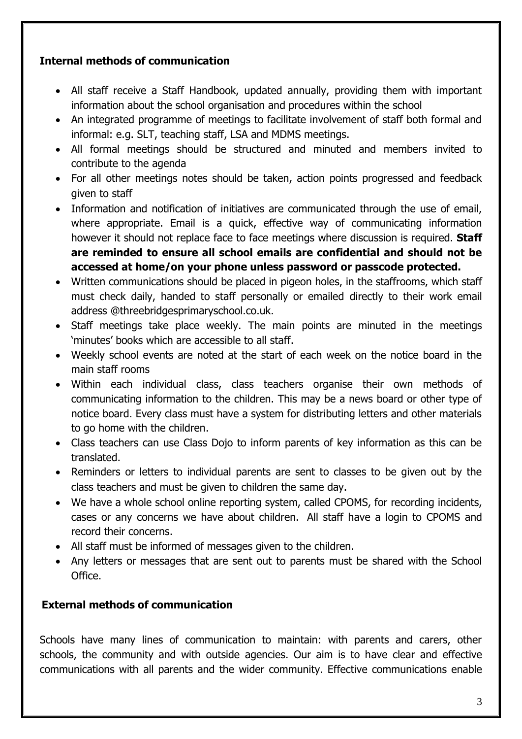**Internal methods of communication**

- All staff receive a Staff Handbook, updated annually, providing them with important information about the school organisation and procedures within the school
- An integrated programme of meetings to facilitate involvement of staff both formal and informal: e.g. SLT, teaching staff, LSA and MDMS meetings.
- All formal meetings should be structured and minuted and members invited to contribute to the agenda
- For all other meetings notes should be taken, action points progressed and feedback given to staff
- Information and notification of initiatives are communicated through the use of email, where appropriate. Email is a quick, effective way of communicating information however it should not replace face to face meetings where discussion is required. **Staff are reminded to ensure all school emails are confidential and should not be accessed at home/on your phone unless password or passcode protected.**
- Written communications should be placed in pigeon holes, in the staffrooms, which staff must check daily, handed to staff personally or emailed directly to their work email address @threebridgesprimaryschool.co.uk.
- Staff meetings take place weekly. The main points are minuted in the meetings 'minutes' books which are accessible to all staff.
- Weekly school events are noted at the start of each week on the notice board in the main staff rooms
- Within each individual class, class teachers organise their own methods of communicating information to the children. This may be a news board or other type of notice board. Every class must have a system for distributing letters and other materials to go home with the children.
- Class teachers can use Class Dojo to inform parents of key information as this can be translated.
- Reminders or letters to individual parents are sent to classes to be given out by the class teachers and must be given to children the same day.
- We have a whole school online reporting system, called CPOMS, for recording incidents, cases or any concerns we have about children. All staff have a login to CPOMS and record their concerns.
- All staff must be informed of messages given to the children.
- Any letters or messages that are sent out to parents must be shared with the School Office.

**External methods of communication**

Schools have many lines of communication to maintain: with parents and carers, other schools, the community and with outside agencies. Our aim is to have clear and effective communications with all parents and the wider community. Effective communications enable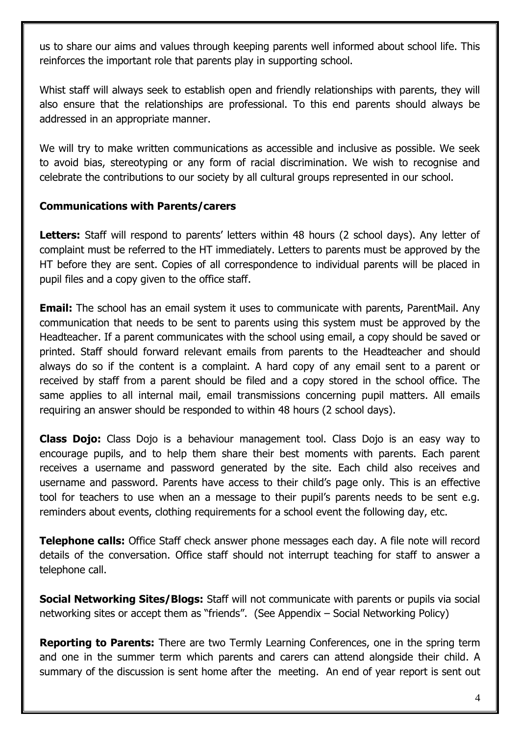us to share our aims and values through keeping parents well informed about school life. This reinforces the important role that parents play in supporting school.

Whist staff will always seek to establish open and friendly relationships with parents, they will also ensure that the relationships are professional. To this end parents should always be addressed in an appropriate manner.

We will try to make written communications as accessible and inclusive as possible. We seek to avoid bias, stereotyping or any form of racial discrimination. We wish to recognise and celebrate the contributions to our society by all cultural groups represented in our school.

**Communications with Parents/carers**

**Letters:** Staff will respond to parents' letters within 48 hours (2 school days). Any letter of complaint must be referred to the HT immediately. Letters to parents must be approved by the HT before they are sent. Copies of all correspondence to individual parents will be placed in pupil files and a copy given to the office staff.

**Email:** The school has an email system it uses to communicate with parents, ParentMail. Any communication that needs to be sent to parents using this system must be approved by the Headteacher. If a parent communicates with the school using email, a copy should be saved or printed. Staff should forward relevant emails from parents to the Headteacher and should always do so if the content is a complaint. A hard copy of any email sent to a parent or received by staff from a parent should be filed and a copy stored in the school office. The same applies to all internal mail, email transmissions concerning pupil matters. All emails requiring an answer should be responded to within 48 hours (2 school days).

**Class Dojo:** Class Dojo is a behaviour management tool. Class Dojo is an easy way to encourage pupils, and to help them share their best moments with parents. Each parent receives a username and password generated by the site. Each child also receives and username and password. Parents have access to their child's page only. This is an effective tool for teachers to use when an a message to their pupil's parents needs to be sent e.g. reminders about events, clothing requirements for a school event the following day, etc.

**Telephone calls:** Office Staff check answer phone messages each day. A file note will record details of the conversation. Office staff should not interrupt teaching for staff to answer a telephone call.

**Social Networking Sites/Blogs:** Staff will not communicate with parents or pupils via social networking sites or accept them as "friends". (See Appendix – Social Networking Policy)

**Reporting to Parents:** There are two Termly Learning Conferences, one in the spring term and one in the summer term which parents and carers can attend alongside their child. A summary of the discussion is sent home after the meeting. An end of year report is sent out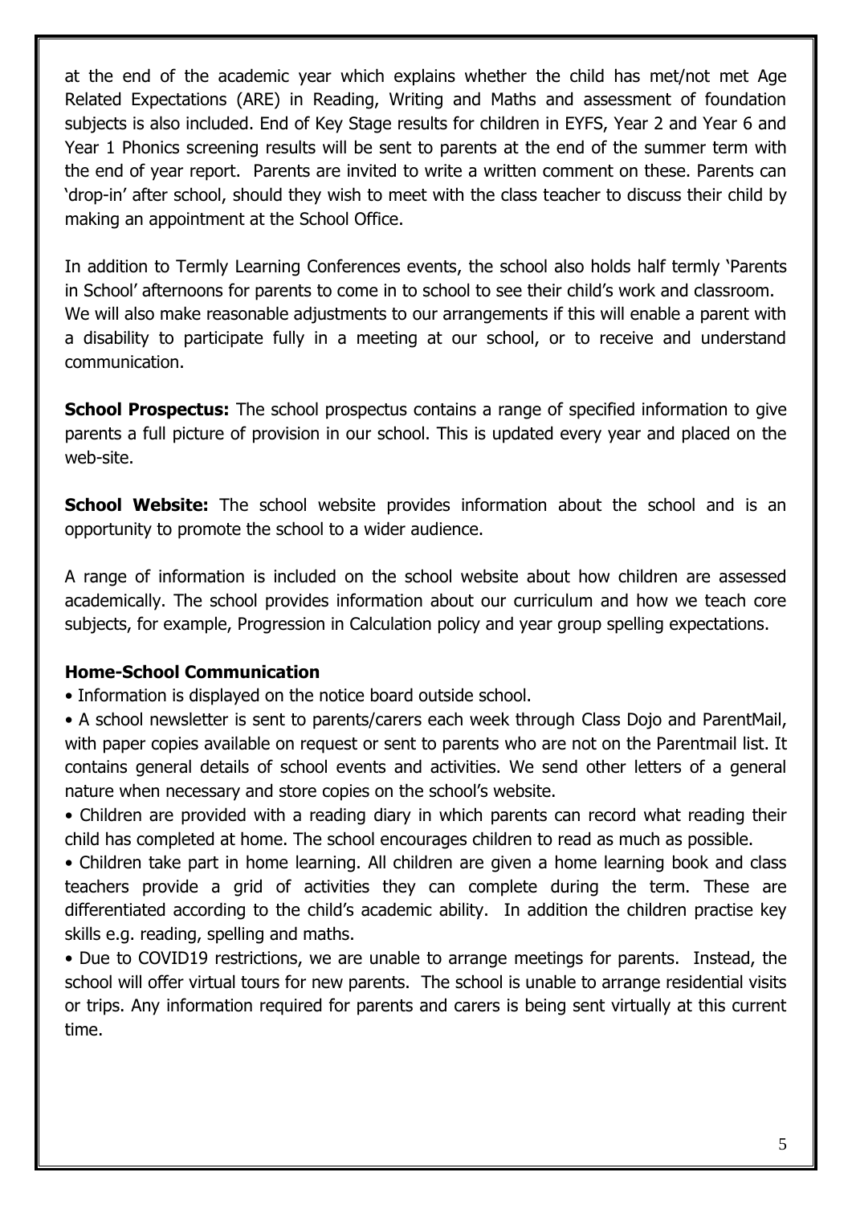at the end of the academic year which explains whether the child has met/not met Age Related Expectations (ARE) in Reading, Writing and Maths and assessment of foundation subjects is also included. End of Key Stage results for children in EYFS, Year 2 and Year 6 and Year 1 Phonics screening results will be sent to parents at the end of the summer term with the end of year report. Parents are invited to write a written comment on these. Parents can 'drop-in' after school, should they wish to meet with the class teacher to discuss their child by making an appointment at the School Office.

In addition to Termly Learning Conferences events, the school also holds half termly 'Parents in School' afternoons for parents to come in to school to see their child's work and classroom. We will also make reasonable adjustments to our arrangements if this will enable a parent with a disability to participate fully in a meeting at our school, or to receive and understand communication.

**School Prospectus:** The school prospectus contains a range of specified information to give parents a full picture of provision in our school. This is updated every year and placed on the web-site.

**School Website:** The school website provides information about the school and is an opportunity to promote the school to a wider audience.

A range of information is included on the school website about how children are assessed academically. The school provides information about our curriculum and how we teach core subjects, for example, Progression in Calculation policy and year group spelling expectations.

**Home-School Communication**

- Information is displayed on the notice board outside school.
- A school newsletter is sent to parents/carers each week through Class Dojo and ParentMail, with paper copies available on request or sent to parents who are not on the Parentmail list. It contains general details of school events and activities. We send other letters of a general nature when necessary and store copies on the school's website.
- Children are provided with a reading diary in which parents can record what reading their child has completed at home. The school encourages children to read as much as possible.
- Children take part in home learning. All children are given a home learning book and class teachers provide a grid of activities they can complete during the term. These are differentiated according to the child's academic ability. In addition the children practise key skills e.g. reading, spelling and maths.
- Due to COVID19 restrictions, we are unable to arrange meetings for parents. Instead, the school will offer virtual tours for new parents. The school is unable to arrange residential visits or trips. Any information required for parents and carers is being sent virtually at this current time.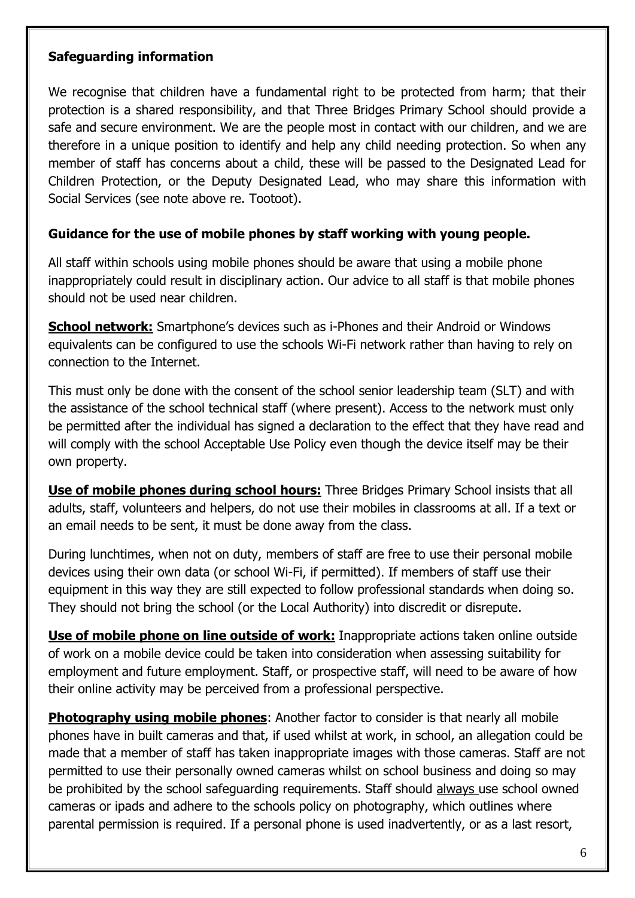**Safeguarding information**

We recognise that children have a fundamental right to be protected from harm; that their protection is a shared responsibility, and that Three Bridges Primary School should provide a safe and secure environment. We are the people most in contact with our children, and we are therefore in a unique position to identify and help any child needing protection. So when any member of staff has concerns about a child, these will be passed to the Designated Lead for Children Protection, or the Deputy Designated Lead, who may share this information with Social Services (see note above re. Tootoot).

**Guidance for the use of mobile phones by staff working with young people.**

All staff within schools using mobile phones should be aware that using a mobile phone inappropriately could result in disciplinary action. Our advice to all staff is that mobile phones should not be used near children.

**School network:** Smartphone's devices such as i-Phones and their Android or Windows equivalents can be configured to use the schools Wi-Fi network rather than having to rely on connection to the Internet.

This must only be done with the consent of the school senior leadership team (SLT) and with the assistance of the school technical staff (where present). Access to the network must only be permitted after the individual has signed a declaration to the effect that they have read and will comply with the school Acceptable Use Policy even though the device itself may be their own property.

**Use of mobile phones during school hours:** Three Bridges Primary School insists that all adults, staff, volunteers and helpers, do not use their mobiles in classrooms at all. If a text or an email needs to be sent, it must be done away from the class.

During lunchtimes, when not on duty, members of staff are free to use their personal mobile devices using their own data (or school Wi-Fi, if permitted). If members of staff use their equipment in this way they are still expected to follow professional standards when doing so. They should not bring the school (or the Local Authority) into discredit or disrepute.

**Use of mobile phone on line outside of work:** Inappropriate actions taken online outside of work on a mobile device could be taken into consideration when assessing suitability for employment and future employment. Staff, or prospective staff, will need to be aware of how their online activity may be perceived from a professional perspective.

**Photography using mobile phones**: Another factor to consider is that nearly all mobile phones have in built cameras and that, if used whilst at work, in school, an allegation could be made that a member of staff has taken inappropriate images with those cameras. Staff are not permitted to use their personally owned cameras whilst on school business and doing so may be prohibited by the school safeguarding requirements. Staff should always use school owned cameras or ipads and adhere to the schools policy on photography, which outlines where parental permission is required. If a personal phone is used inadvertently, or as a last resort,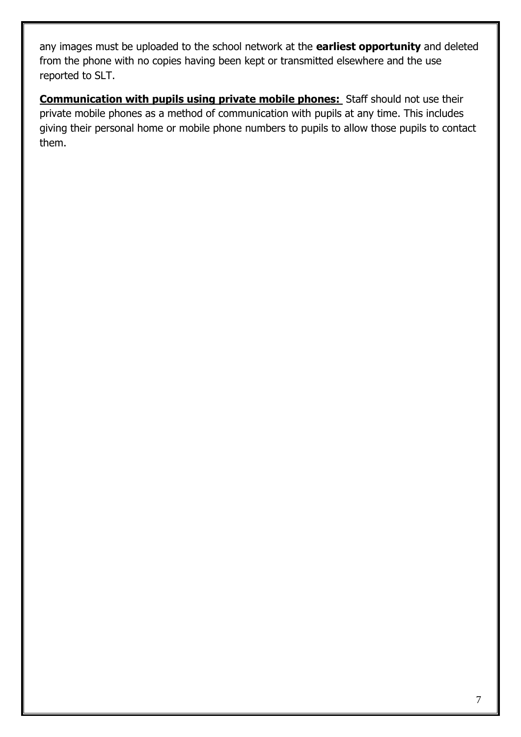any images must be uploaded to the school network at the **earliest opportunity** and deleted from the phone with no copies having been kept or transmitted elsewhere and the use reported to SLT.

**Communication with pupils using private mobile phones:** Staff should not use their private mobile phones as a method of communication with pupils at any time. This includes giving their personal home or mobile phone numbers to pupils to allow those pupils to contact them.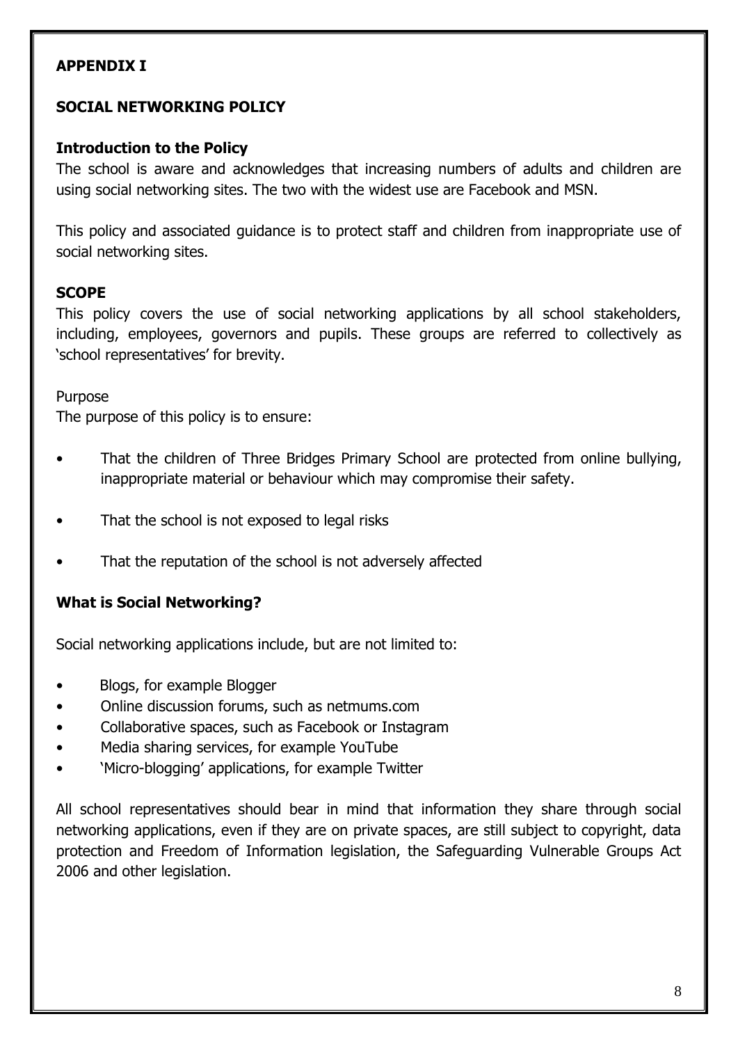**APPENDIX I**

**SOCIAL NETWORKING POLICY**

**Introduction to the Policy**

The school is aware and acknowledges that increasing numbers of adults and children are using social networking sites. The two with the widest use are Facebook and MSN.

This policy and associated guidance is to protect staff and children from inappropriate use of social networking sites.

**SCOPE**

This policy covers the use of social networking applications by all school stakeholders, including, employees, governors and pupils. These groups are referred to collectively as 'school representatives' for brevity.

Purpose

The purpose of this policy is to ensure:

- That the children of Three Bridges Primary School are protected from online bullying, inappropriate material or behaviour which may compromise their safety.
- That the school is not exposed to legal risks
- That the reputation of the school is not adversely affected

**What is Social Networking?**

Social networking applications include, but are not limited to:

- Blogs, for example Blogger
- Online discussion forums, such as netmums.com
- Collaborative spaces, such as Facebook or Instagram
- Media sharing services, for example YouTube
- 'Micro-blogging' applications, for example Twitter

All school representatives should bear in mind that information they share through social networking applications, even if they are on private spaces, are still subject to copyright, data protection and Freedom of Information legislation, the Safeguarding Vulnerable Groups Act 2006 and other legislation.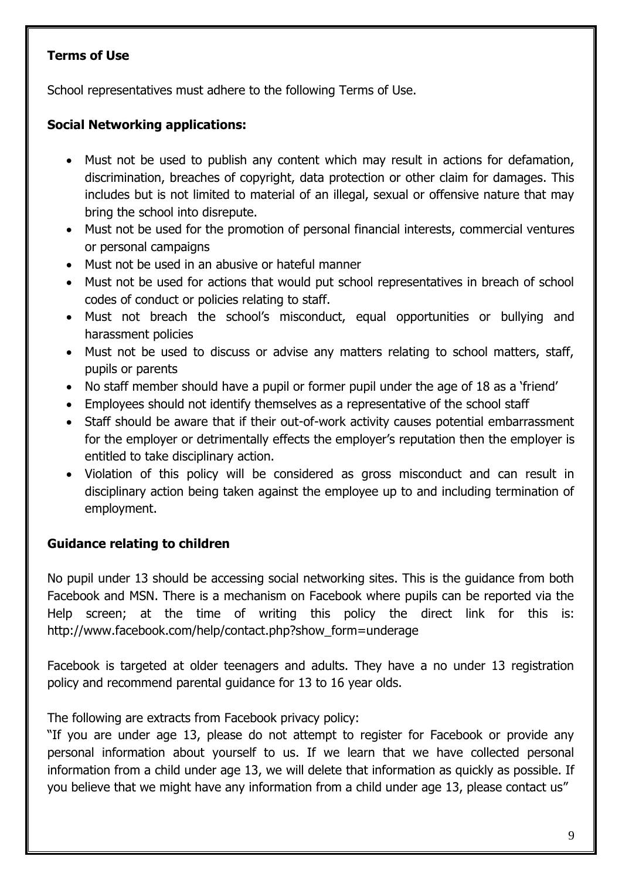**Terms of Use**

School representatives must adhere to the following Terms of Use.

**Social Networking applications:**

- Must not be used to publish any content which may result in actions for defamation, discrimination, breaches of copyright, data protection or other claim for damages. This includes but is not limited to material of an illegal, sexual or offensive nature that may bring the school into disrepute.
- Must not be used for the promotion of personal financial interests, commercial ventures or personal campaigns
- Must not be used in an abusive or hateful manner
- Must not be used for actions that would put school representatives in breach of school codes of conduct or policies relating to staff.
- Must not breach the school's misconduct, equal opportunities or bullying and harassment policies
- Must not be used to discuss or advise any matters relating to school matters, staff, pupils or parents
- No staff member should have a pupil or former pupil under the age of 18 as a 'friend'
- Employees should not identify themselves as a representative of the school staff
- Staff should be aware that if their out-of-work activity causes potential embarrassment for the employer or detrimentally effects the employer's reputation then the employer is entitled to take disciplinary action.
- Violation of this policy will be considered as gross misconduct and can result in disciplinary action being taken against the employee up to and including termination of employment.

**Guidance relating to children**

No pupil under 13 should be accessing social networking sites. This is the guidance from both Facebook and MSN. There is a mechanism on Facebook where pupils can be reported via the Help screen; at the time of writing this policy the direct link for this is: http://www.facebook.com/help/contact.php?show_form=underage

Facebook is targeted at older teenagers and adults. They have a no under 13 registration policy and recommend parental guidance for 13 to 16 year olds.

The following are extracts from Facebook privacy policy:
"If you are under age 13, please do not attempt to register for Facebook or provide any personal information about yourself to us. If we learn that we have collected personal information from a child under age 13, we will delete that information as quickly as possible. If you believe that we might have any information from a child under age 13, please contact us"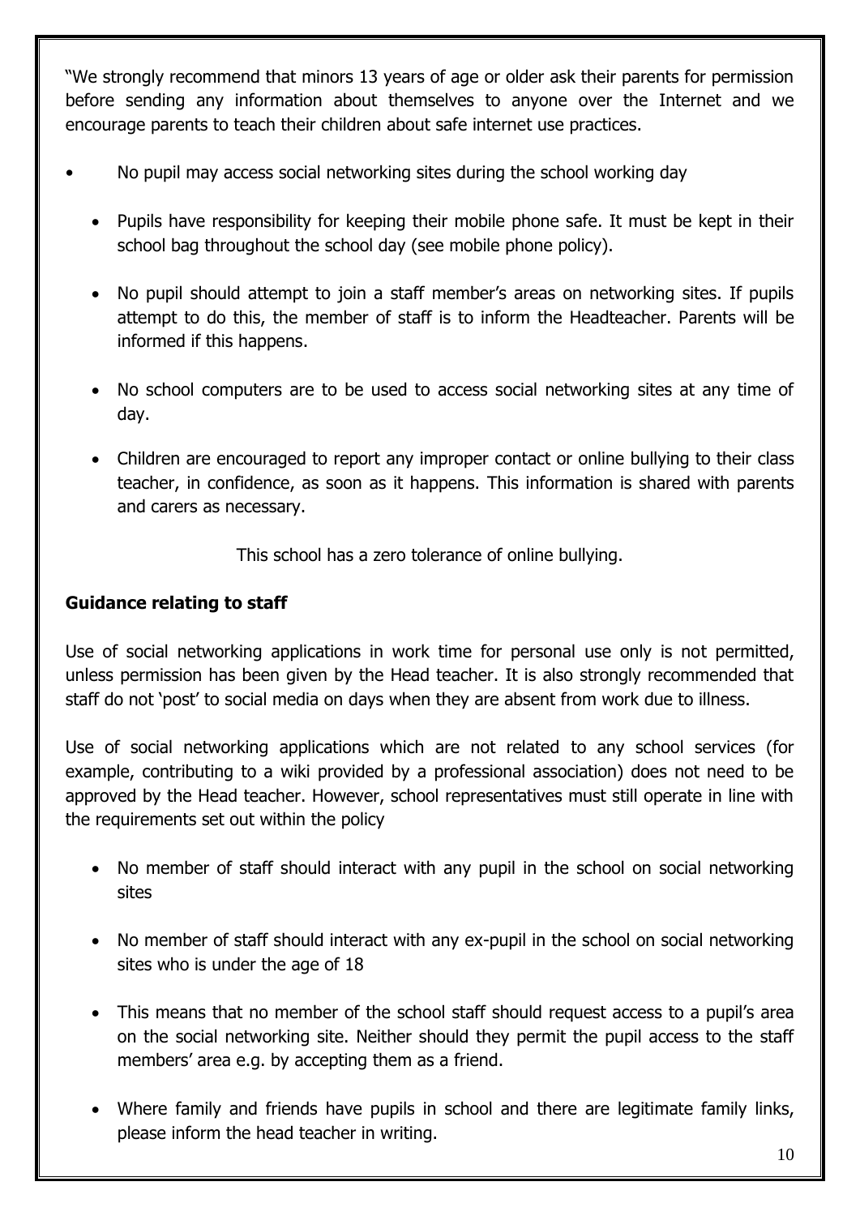"We strongly recommend that minors 13 years of age or older ask their parents for permission before sending any information about themselves to anyone over the Internet and we encourage parents to teach their children about safe internet use practices.

- No pupil may access social networking sites during the school working day
- Pupils have responsibility for keeping their mobile phone safe. It must be kept in their school bag throughout the school day (see mobile phone policy).
- No pupil should attempt to join a staff member's areas on networking sites. If pupils attempt to do this, the member of staff is to inform the Headteacher. Parents will be informed if this happens.
- No school computers are to be used to access social networking sites at any time of day.
- Children are encouraged to report any improper contact or online bullying to their class teacher, in confidence, as soon as it happens. This information is shared with parents and carers as necessary.

This school has a zero tolerance of online bullying.

**Guidance relating to staff**

Use of social networking applications in work time for personal use only is not permitted, unless permission has been given by the Head teacher. It is also strongly recommended that staff do not 'post' to social media on days when they are absent from work due to illness.

Use of social networking applications which are not related to any school services (for example, contributing to a wiki provided by a professional association) does not need to be approved by the Head teacher. However, school representatives must still operate in line with the requirements set out within the policy

- No member of staff should interact with any pupil in the school on social networking sites
- No member of staff should interact with any ex-pupil in the school on social networking sites who is under the age of 18
- This means that no member of the school staff should request access to a pupil's area on the social networking site. Neither should they permit the pupil access to the staff members' area e.g. by accepting them as a friend.
- Where family and friends have pupils in school and there are legitimate family links, please inform the head teacher in writing.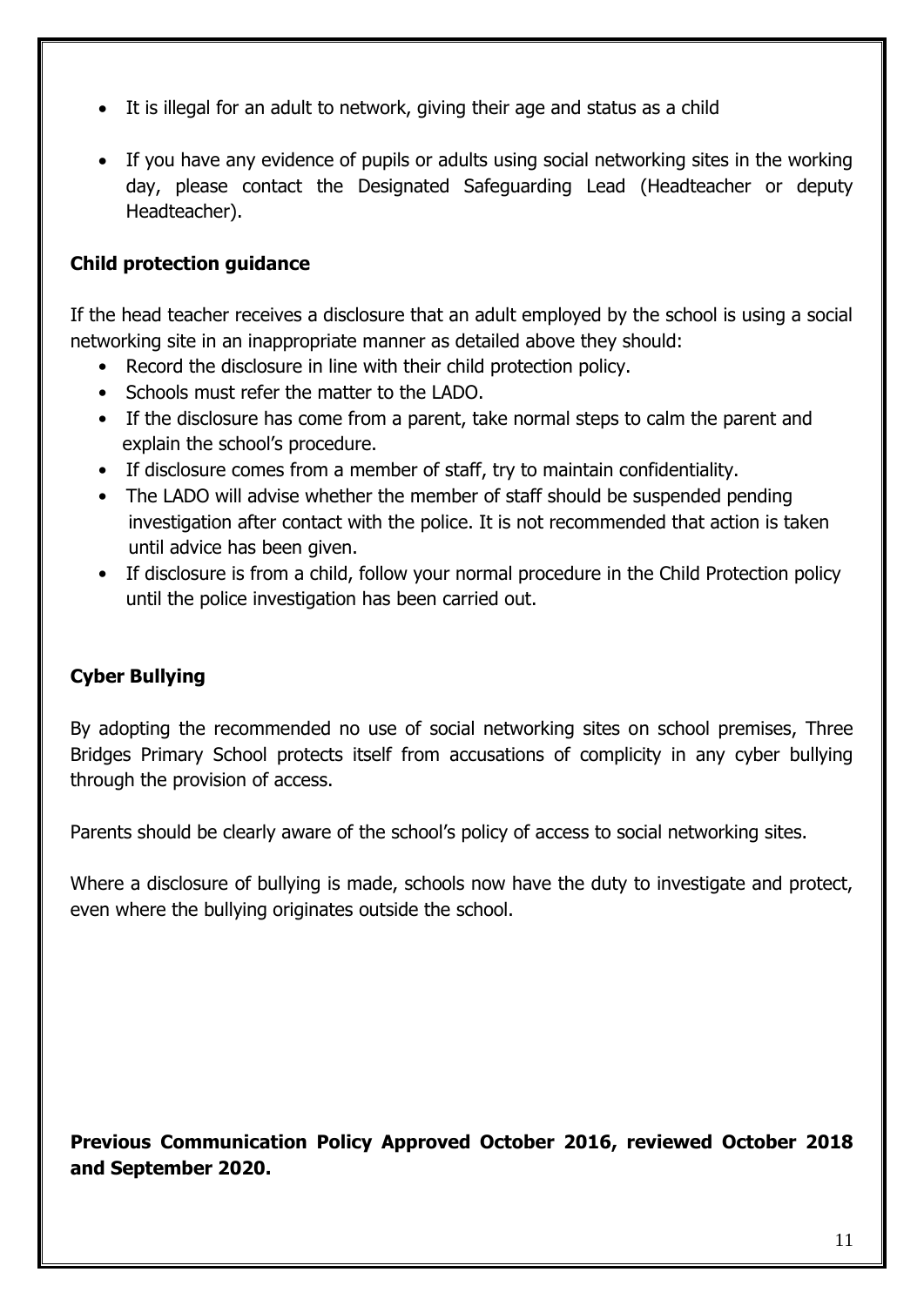- It is illegal for an adult to network, giving their age and status as a child
- If you have any evidence of pupils or adults using social networking sites in the working day, please contact the Designated Safeguarding Lead (Headteacher or deputy Headteacher).

## Child protection guidance

If the head teacher receives a disclosure that an adult employed by the school is using a social networking site in an inappropriate manner as detailed above they should:

- Record the disclosure in line with their child protection policy.
- Schools must refer the matter to the LADO.
- If the disclosure has come from a parent, take normal steps to calm the parent and explain the school's procedure.
- If disclosure comes from a member of staff, try to maintain confidentiality.
- The LADO will advise whether the member of staff should be suspended pending investigation after contact with the police. It is not recommended that action is taken until advice has been given.
- If disclosure is from a child, follow your normal procedure in the Child Protection policy until the police investigation has been carried out.

## Cyber Bullying

By adopting the recommended no use of social networking sites on school premises, Three Bridges Primary School protects itself from accusations of complicity in any cyber bullying through the provision of access.

Parents should be clearly aware of the school's policy of access to social networking sites.

Where a disclosure of bullying is made, schools now have the duty to investigate and protect, even where the bullying originates outside the school.

**Previous Communication Policy Approved October 2016, reviewed October 2018 and September 2020.**